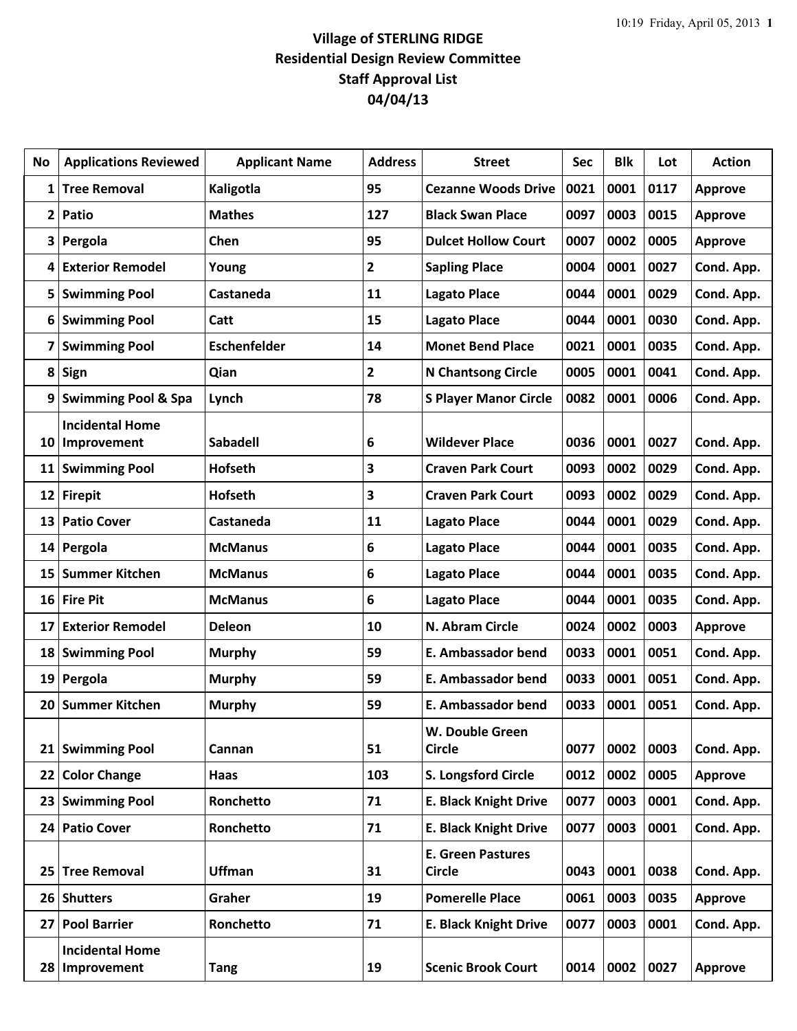# Village of STERLING RIDGE
## Residential Design Review Committee
## Staff Approval List
## 04/04/13

| No | Applications Reviewed | Applicant Name | Address | Street | Sec | Blk | Lot | Action |
|---|---|---|---|---|---|---|---|---|
| 1 | Tree Removal | Kaligotla | 95 | Cezanne Woods Drive | 0021 | 0001 | 0117 | Approve |
| 2 | Patio | Mathes | 127 | Black Swan Place | 0097 | 0003 | 0015 | Approve |
| 3 | Pergola | Chen | 95 | Dulcet Hollow Court | 0007 | 0002 | 0005 | Approve |
| 4 | Exterior Remodel | Young | 2 | Sapling Place | 0004 | 0001 | 0027 | Cond. App. |
| 5 | Swimming Pool | Castaneda | 11 | Lagato Place | 0044 | 0001 | 0029 | Cond. App. |
| 6 | Swimming Pool | Catt | 15 | Lagato Place | 0044 | 0001 | 0030 | Cond. App. |
| 7 | Swimming Pool | Eschenfelder | 14 | Monet Bend Place | 0021 | 0001 | 0035 | Cond. App. |
| 8 | Sign | Qian | 2 | N Chantsong Circle | 0005 | 0001 | 0041 | Cond. App. |
| 9 | Swimming Pool & Spa | Lynch | 78 | S Player Manor Circle | 0082 | 0001 | 0006 | Cond. App. |
| 10 | Incidental Home Improvement | Sabadell | 6 | Wildever Place | 0036 | 0001 | 0027 | Cond. App. |
| 11 | Swimming Pool | Hofseth | 3 | Craven Park Court | 0093 | 0002 | 0029 | Cond. App. |
| 12 | Firepit | Hofseth | 3 | Craven Park Court | 0093 | 0002 | 0029 | Cond. App. |
| 13 | Patio Cover | Castaneda | 11 | Lagato Place | 0044 | 0001 | 0029 | Cond. App. |
| 14 | Pergola | McManus | 6 | Lagato Place | 0044 | 0001 | 0035 | Cond. App. |
| 15 | Summer Kitchen | McManus | 6 | Lagato Place | 0044 | 0001 | 0035 | Cond. App. |
| 16 | Fire Pit | McManus | 6 | Lagato Place | 0044 | 0001 | 0035 | Cond. App. |
| 17 | Exterior Remodel | Deleon | 10 | N. Abram Circle | 0024 | 0002 | 0003 | Approve |
| 18 | Swimming Pool | Murphy | 59 | E. Ambassador bend | 0033 | 0001 | 0051 | Cond. App. |
| 19 | Pergola | Murphy | 59 | E. Ambassador bend | 0033 | 0001 | 0051 | Cond. App. |
| 20 | Summer Kitchen | Murphy | 59 | E. Ambassador bend | 0033 | 0001 | 0051 | Cond. App. |
| 21 | Swimming Pool | Cannan | 51 | W. Double Green Circle | 0077 | 0002 | 0003 | Cond. App. |
| 22 | Color Change | Haas | 103 | S. Longsford Circle | 0012 | 0002 | 0005 | Approve |
| 23 | Swimming Pool | Ronchetto | 71 | E. Black Knight Drive | 0077 | 0003 | 0001 | Cond. App. |
| 24 | Patio Cover | Ronchetto | 71 | E. Black Knight Drive | 0077 | 0003 | 0001 | Cond. App. |
| 25 | Tree Removal | Uffman | 31 | E. Green Pastures Circle | 0043 | 0001 | 0038 | Cond. App. |
| 26 | Shutters | Graher | 19 | Pomerelle Place | 0061 | 0003 | 0035 | Approve |
| 27 | Pool Barrier | Ronchetto | 71 | E. Black Knight Drive | 0077 | 0003 | 0001 | Cond. App. |
| 28 | Incidental Home Improvement | Tang | 19 | Scenic Brook Court | 0014 | 0002 | 0027 | Approve |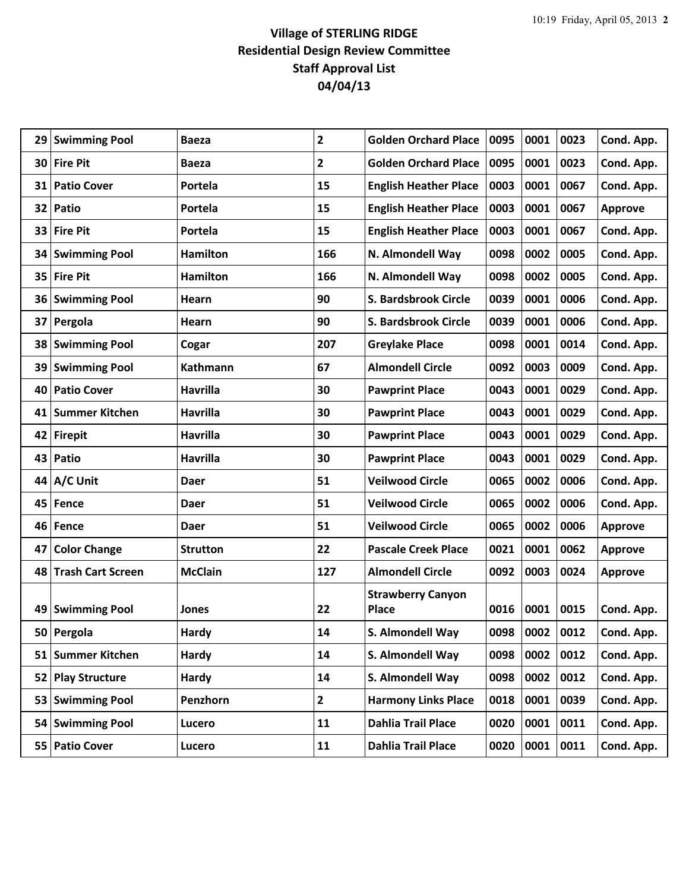**Village of STERLING RIDGE**
**Residential Design Review Committee**
**Staff Approval List**
**04/04/13**

| | | | | | | | | |
|---|---|---|---|---|---|---|---|---|
| 29 | Swimming Pool | Baeza | 2 | Golden Orchard Place | 0095 | 0001 | 0023 | Cond. App. |
| 30 | Fire Pit | Baeza | 2 | Golden Orchard Place | 0095 | 0001 | 0023 | Cond. App. |
| 31 | Patio Cover | Portela | 15 | English Heather Place | 0003 | 0001 | 0067 | Cond. App. |
| 32 | Patio | Portela | 15 | English Heather Place | 0003 | 0001 | 0067 | Approve |
| 33 | Fire Pit | Portela | 15 | English Heather Place | 0003 | 0001 | 0067 | Cond. App. |
| 34 | Swimming Pool | Hamilton | 166 | N. Almondell Way | 0098 | 0002 | 0005 | Cond. App. |
| 35 | Fire Pit | Hamilton | 166 | N. Almondell Way | 0098 | 0002 | 0005 | Cond. App. |
| 36 | Swimming Pool | Hearn | 90 | S. Bardsbrook Circle | 0039 | 0001 | 0006 | Cond. App. |
| 37 | Pergola | Hearn | 90 | S. Bardsbrook Circle | 0039 | 0001 | 0006 | Cond. App. |
| 38 | Swimming Pool | Cogar | 207 | Greylake Place | 0098 | 0001 | 0014 | Cond. App. |
| 39 | Swimming Pool | Kathmann | 67 | Almondell Circle | 0092 | 0003 | 0009 | Cond. App. |
| 40 | Patio Cover | Havrilla | 30 | Pawprint Place | 0043 | 0001 | 0029 | Cond. App. |
| 41 | Summer Kitchen | Havrilla | 30 | Pawprint Place | 0043 | 0001 | 0029 | Cond. App. |
| 42 | Firepit | Havrilla | 30 | Pawprint Place | 0043 | 0001 | 0029 | Cond. App. |
| 43 | Patio | Havrilla | 30 | Pawprint Place | 0043 | 0001 | 0029 | Cond. App. |
| 44 | A/C Unit | Daer | 51 | Veilwood Circle | 0065 | 0002 | 0006 | Cond. App. |
| 45 | Fence | Daer | 51 | Veilwood Circle | 0065 | 0002 | 0006 | Cond. App. |
| 46 | Fence | Daer | 51 | Veilwood Circle | 0065 | 0002 | 0006 | Approve |
| 47 | Color Change | Strutton | 22 | Pascale Creek Place | 0021 | 0001 | 0062 | Approve |
| 48 | Trash Cart Screen | McClain | 127 | Almondell Circle | 0092 | 0003 | 0024 | Approve |
| 49 | Swimming Pool | Jones | 22 | Strawberry Canyon Place | 0016 | 0001 | 0015 | Cond. App. |
| 50 | Pergola | Hardy | 14 | S. Almondell Way | 0098 | 0002 | 0012 | Cond. App. |
| 51 | Summer Kitchen | Hardy | 14 | S. Almondell Way | 0098 | 0002 | 0012 | Cond. App. |
| 52 | Play Structure | Hardy | 14 | S. Almondell Way | 0098 | 0002 | 0012 | Cond. App. |
| 53 | Swimming Pool | Penzhorn | 2 | Harmony Links Place | 0018 | 0001 | 0039 | Cond. App. |
| 54 | Swimming Pool | Lucero | 11 | Dahlia Trail Place | 0020 | 0001 | 0011 | Cond. App. |
| 55 | Patio Cover | Lucero | 11 | Dahlia Trail Place | 0020 | 0001 | 0011 | Cond. App. |